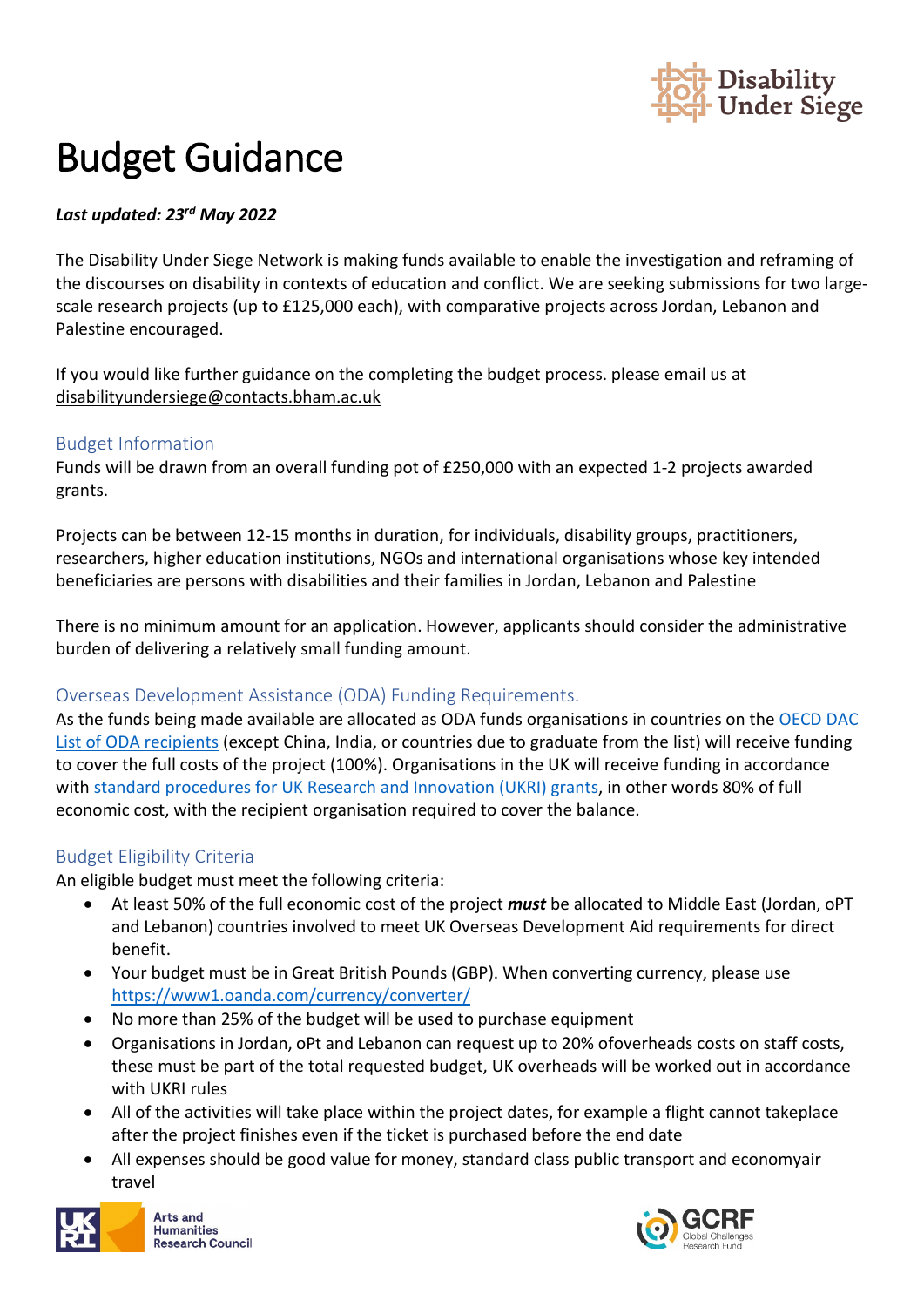# Budget Guidance

***Last updated: 23rd May 2022***

The Disability Under Siege Network is making funds available to enable the investigation and reframing of the discourses on disability in contexts of education and conflict. We are seeking submissions for two large-scale research projects (up to £125,000 each), with comparative projects across Jordan, Lebanon and Palestine encouraged.

If you would like further guidance on the completing the budget process. please email us at disabilityundersiege@contacts.bham.ac.uk

## Budget Information

Funds will be drawn from an overall funding pot of £250,000 with an expected 1-2 projects awarded grants.

Projects can be between 12-15 months in duration, for individuals, disability groups, practitioners, researchers, higher education institutions, NGOs and international organisations whose key intended beneficiaries are persons with disabilities and their families in Jordan, Lebanon and Palestine

There is no minimum amount for an application. However, applicants should consider the administrative burden of delivering a relatively small funding amount.

## Overseas Development Assistance (ODA) Funding Requirements.

As the funds being made available are allocated as ODA funds organisations in countries on the OECD DAC List of ODA recipients (except China, India, or countries due to graduate from the list) will receive funding to cover the full costs of the project (100%). Organisations in the UK will receive funding in accordance with standard procedures for UK Research and Innovation (UKRI) grants, in other words 80% of full economic cost, with the recipient organisation required to cover the balance.

## Budget Eligibility Criteria

An eligible budget must meet the following criteria:

- At least 50% of the full economic cost of the project ***must*** be allocated to Middle East (Jordan, oPT and Lebanon) countries involved to meet UK Overseas Development Aid requirements for direct benefit.
- Your budget must be in Great British Pounds (GBP). When converting currency, please use https://www1.oanda.com/currency/converter/
- No more than 25% of the budget will be used to purchase equipment
- Organisations in Jordan, oPt and Lebanon can request up to 20% ofoverheads costs on staff costs, these must be part of the total requested budget, UK overheads will be worked out in accordance with UKRI rules
- All of the activities will take place within the project dates, for example a flight cannot takeplace after the project finishes even if the ticket is purchased before the end date
- All expenses should be good value for money, standard class public transport and economyair travel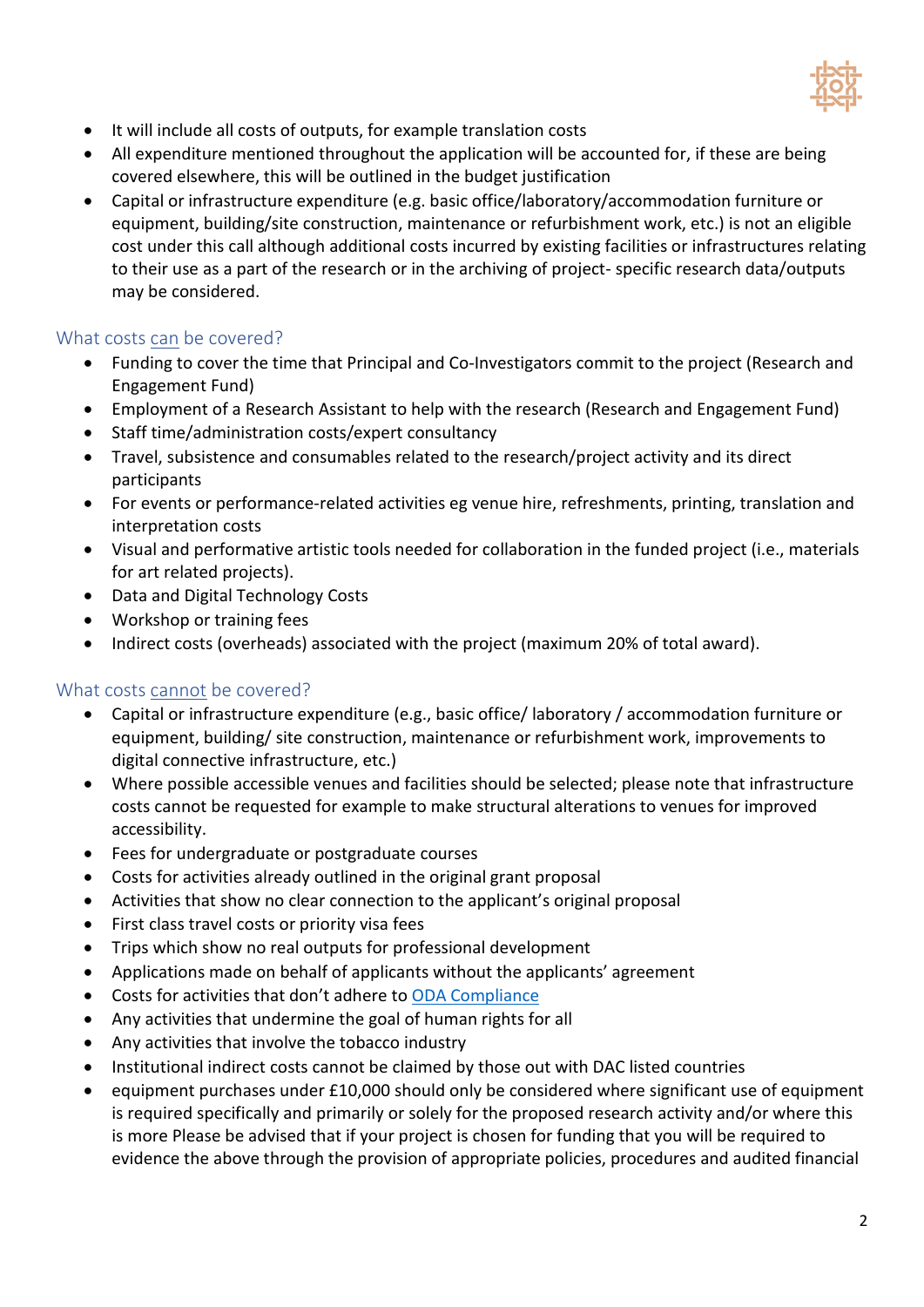- It will include all costs of outputs, for example translation costs
- All expenditure mentioned throughout the application will be accounted for, if these are being covered elsewhere, this will be outlined in the budget justification
- Capital or infrastructure expenditure (e.g. basic office/laboratory/accommodation furniture or equipment, building/site construction, maintenance or refurbishment work, etc.) is not an eligible cost under this call although additional costs incurred by existing facilities or infrastructures relating to their use as a part of the research or in the archiving of project- specific research data/outputs may be considered.

## What costs can be covered?

- Funding to cover the time that Principal and Co-Investigators commit to the project (Research and Engagement Fund)
- Employment of a Research Assistant to help with the research (Research and Engagement Fund)
- Staff time/administration costs/expert consultancy
- Travel, subsistence and consumables related to the research/project activity and its direct participants
- For events or performance-related activities eg venue hire, refreshments, printing, translation and interpretation costs
- Visual and performative artistic tools needed for collaboration in the funded project (i.e., materials for art related projects).
- Data and Digital Technology Costs
- Workshop or training fees
- Indirect costs (overheads) associated with the project (maximum 20% of total award).

## What costs cannot be covered?

- Capital or infrastructure expenditure (e.g., basic office/ laboratory / accommodation furniture or equipment, building/ site construction, maintenance or refurbishment work, improvements to digital connective infrastructure, etc.)
- Where possible accessible venues and facilities should be selected; please note that infrastructure costs cannot be requested for example to make structural alterations to venues for improved accessibility.
- Fees for undergraduate or postgraduate courses
- Costs for activities already outlined in the original grant proposal
- Activities that show no clear connection to the applicant's original proposal
- First class travel costs or priority visa fees
- Trips which show no real outputs for professional development
- Applications made on behalf of applicants without the applicants' agreement
- Costs for activities that don't adhere to [ODA Compliance]
- Any activities that undermine the goal of human rights for all
- Any activities that involve the tobacco industry
- Institutional indirect costs cannot be claimed by those out with DAC listed countries
- equipment purchases under £10,000 should only be considered where significant use of equipment is required specifically and primarily or solely for the proposed research activity and/or where this is more Please be advised that if your project is chosen for funding that you will be required to evidence the above through the provision of appropriate policies, procedures and audited financial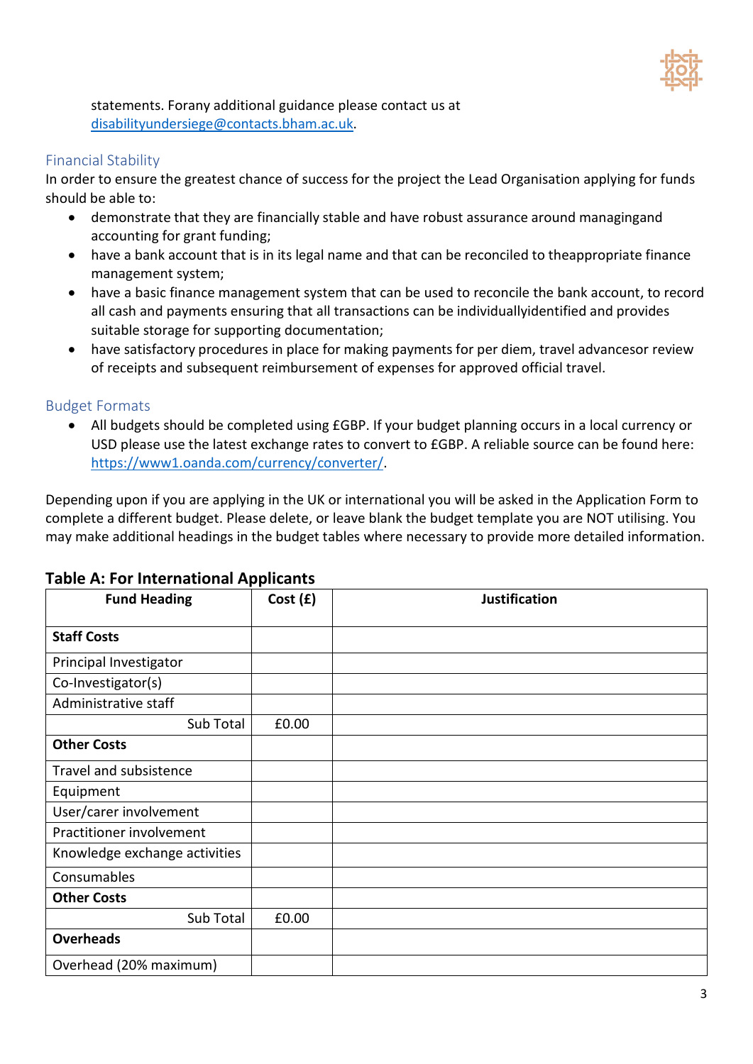statements. Forany additional guidance please contact us at [disabilityundersiege@contacts.bham.ac.uk](mailto:disabilityundersiege@contacts.bham.ac.uk).

## Financial Stability

In order to ensure the greatest chance of success for the project the Lead Organisation applying for funds should be able to:

- demonstrate that they are financially stable and have robust assurance around managingand accounting for grant funding;
- have a bank account that is in its legal name and that can be reconciled to theappropriate finance management system;
- have a basic finance management system that can be used to reconcile the bank account, to record all cash and payments ensuring that all transactions can be individuallyidentified and provides suitable storage for supporting documentation;
- have satisfactory procedures in place for making payments for per diem, travel advancesor review of receipts and subsequent reimbursement of expenses for approved official travel.

## Budget Formats

- All budgets should be completed using £GBP. If your budget planning occurs in a local currency or USD please use the latest exchange rates to convert to £GBP. A reliable source can be found here: [https://www1.oanda.com/currency/converter/](https://www1.oanda.com/currency/converter/).

Depending upon if you are applying in the UK or international you will be asked in the Application Form to complete a different budget. Please delete, or leave blank the budget template you are NOT utilising. You may make additional headings in the budget tables where necessary to provide more detailed information.

### Table A: For International Applicants

| Fund Heading | Cost (£) | Justification |
|---|---|---|
| **Staff Costs** | | |
| Principal Investigator | | |
| Co-Investigator(s) | | |
| Administrative staff | | |
| Sub Total | £0.00 | |
| **Other Costs** | | |
| Travel and subsistence | | |
| Equipment | | |
| User/carer involvement | | |
| Practitioner involvement | | |
| Knowledge exchange activities | | |
| Consumables | | |
| **Other Costs** | | |
| Sub Total | £0.00 | |
| **Overheads** | | |
| Overhead (20% maximum) | | |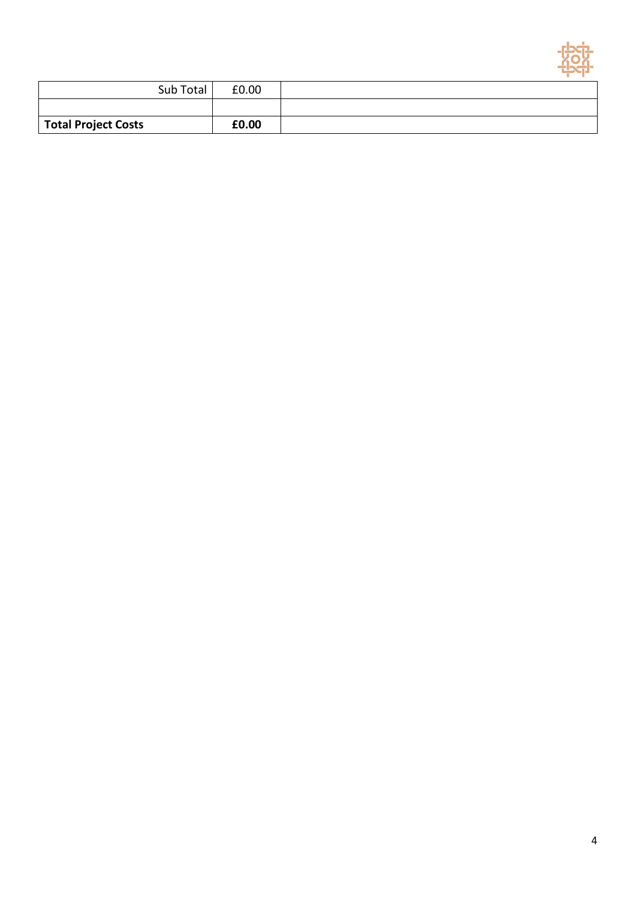| Sub Total | £0.00 | |
|---|---|---|
| | | |
| **Total Project Costs** | **£0.00** | |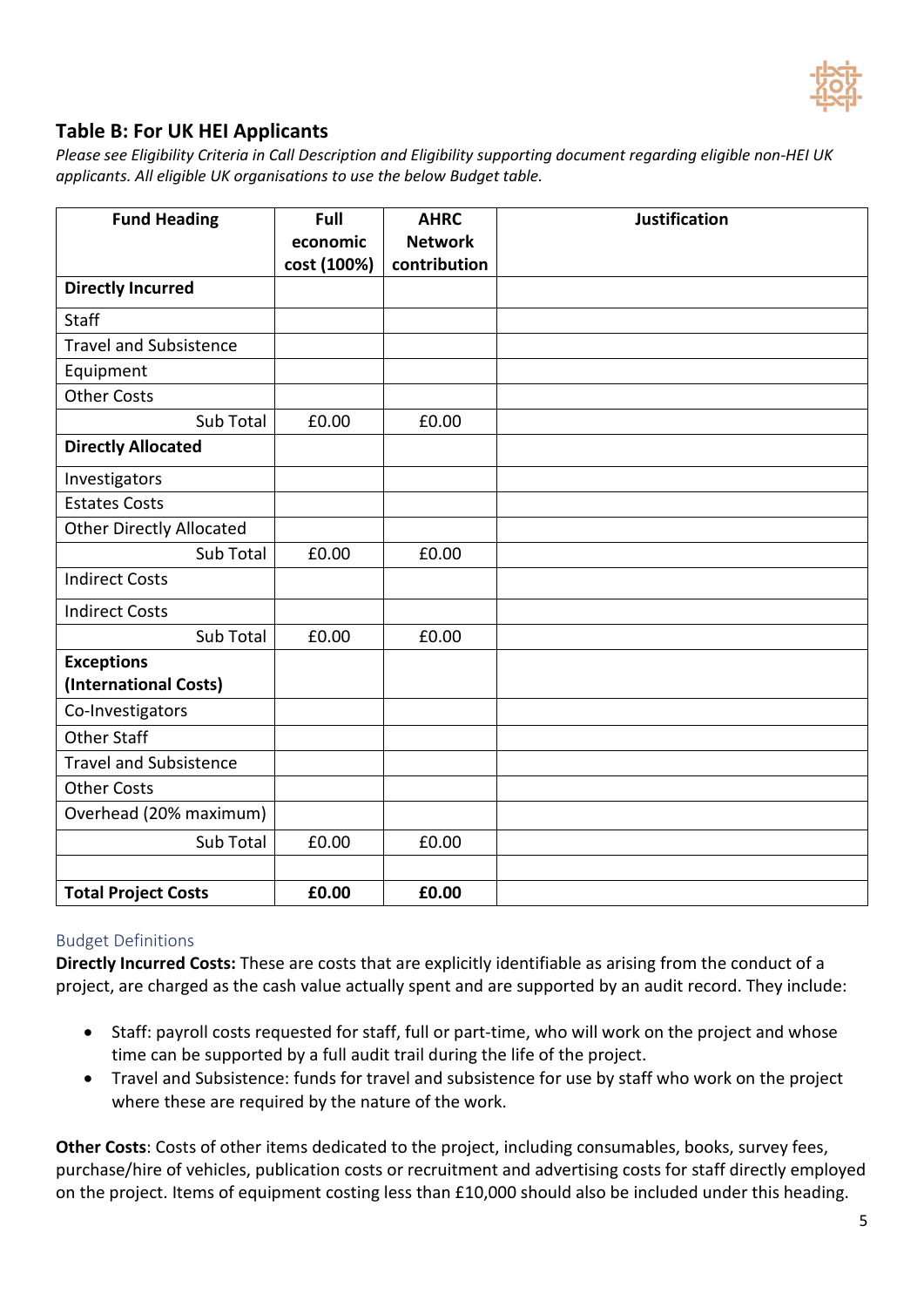## Table B: For UK HEI Applicants

*Please see Eligibility Criteria in Call Description and Eligibility supporting document regarding eligible non-HEI UK applicants. All eligible UK organisations to use the below Budget table.*

| Fund Heading | Full economic cost (100%) | AHRC Network contribution | Justification |
|---|---|---|---|
| **Directly Incurred** | | | |
| Staff | | | |
| Travel and Subsistence | | | |
| Equipment | | | |
| Other Costs | | | |
| Sub Total | £0.00 | £0.00 | |
| **Directly Allocated** | | | |
| Investigators | | | |
| Estates Costs | | | |
| Other Directly Allocated | | | |
| Sub Total | £0.00 | £0.00 | |
| Indirect Costs | | | |
| Indirect Costs | | | |
| Sub Total | £0.00 | £0.00 | |
| **Exceptions (International Costs)** | | | |
| Co-Investigators | | | |
| Other Staff | | | |
| Travel and Subsistence | | | |
| Other Costs | | | |
| Overhead (20% maximum) | | | |
| Sub Total | £0.00 | £0.00 | |
| | | | |
| **Total Project Costs** | **£0.00** | **£0.00** | |

### Budget Definitions

**Directly Incurred Costs:** These are costs that are explicitly identifiable as arising from the conduct of a project, are charged as the cash value actually spent and are supported by an audit record. They include:

- Staff: payroll costs requested for staff, full or part-time, who will work on the project and whose time can be supported by a full audit trail during the life of the project.
- Travel and Subsistence: funds for travel and subsistence for use by staff who work on the project where these are required by the nature of the work.

**Other Costs**: Costs of other items dedicated to the project, including consumables, books, survey fees, purchase/hire of vehicles, publication costs or recruitment and advertising costs for staff directly employed on the project. Items of equipment costing less than £10,000 should also be included under this heading.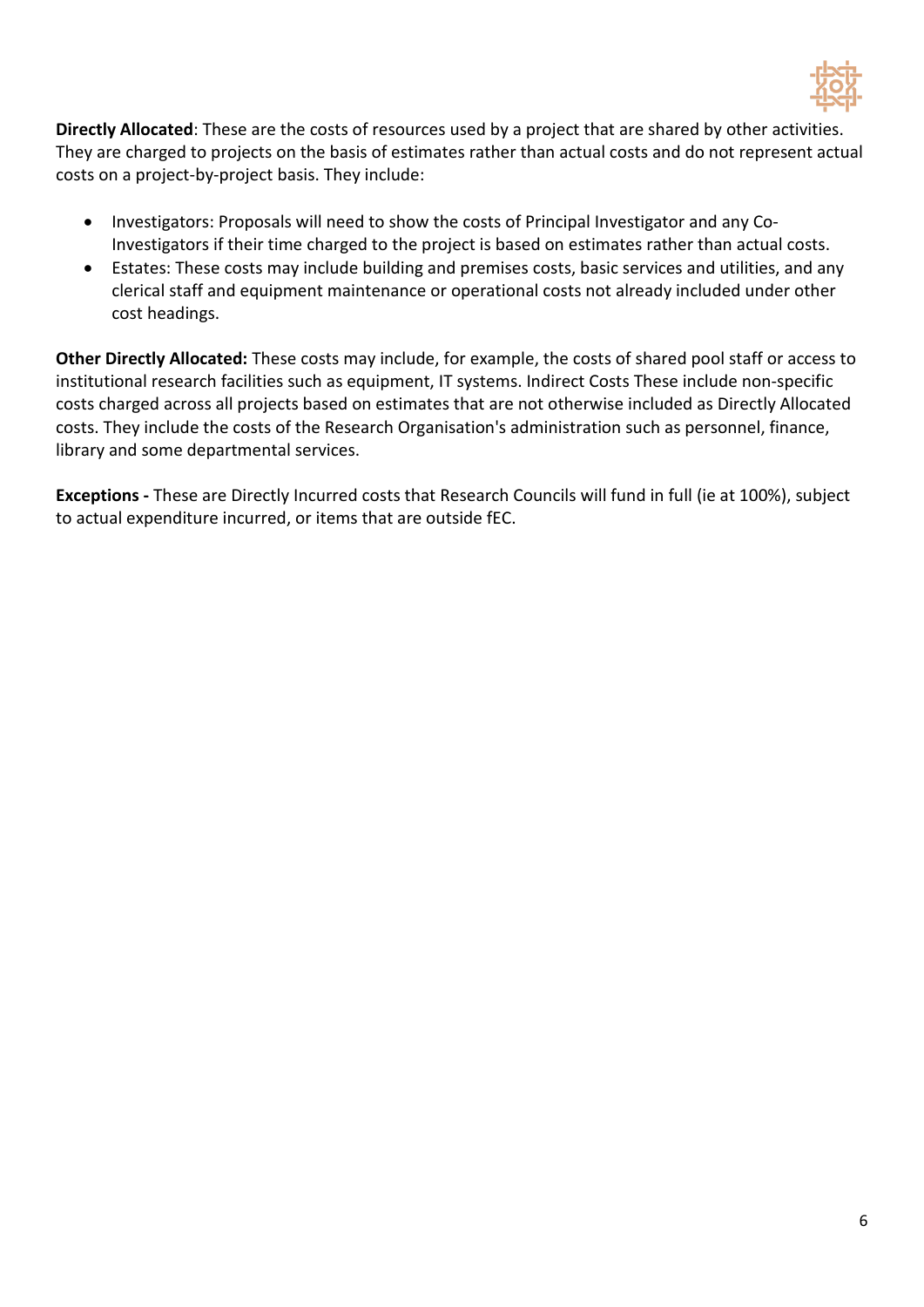**Directly Allocated**: These are the costs of resources used by a project that are shared by other activities. They are charged to projects on the basis of estimates rather than actual costs and do not represent actual costs on a project-by-project basis. They include:

- Investigators: Proposals will need to show the costs of Principal Investigator and any Co-Investigators if their time charged to the project is based on estimates rather than actual costs.
- Estates: These costs may include building and premises costs, basic services and utilities, and any clerical staff and equipment maintenance or operational costs not already included under other cost headings.

**Other Directly Allocated:** These costs may include, for example, the costs of shared pool staff or access to institutional research facilities such as equipment, IT systems. Indirect Costs These include non-specific costs charged across all projects based on estimates that are not otherwise included as Directly Allocated costs. They include the costs of the Research Organisation's administration such as personnel, finance, library and some departmental services.

**Exceptions -** These are Directly Incurred costs that Research Councils will fund in full (ie at 100%), subject to actual expenditure incurred, or items that are outside fEC.